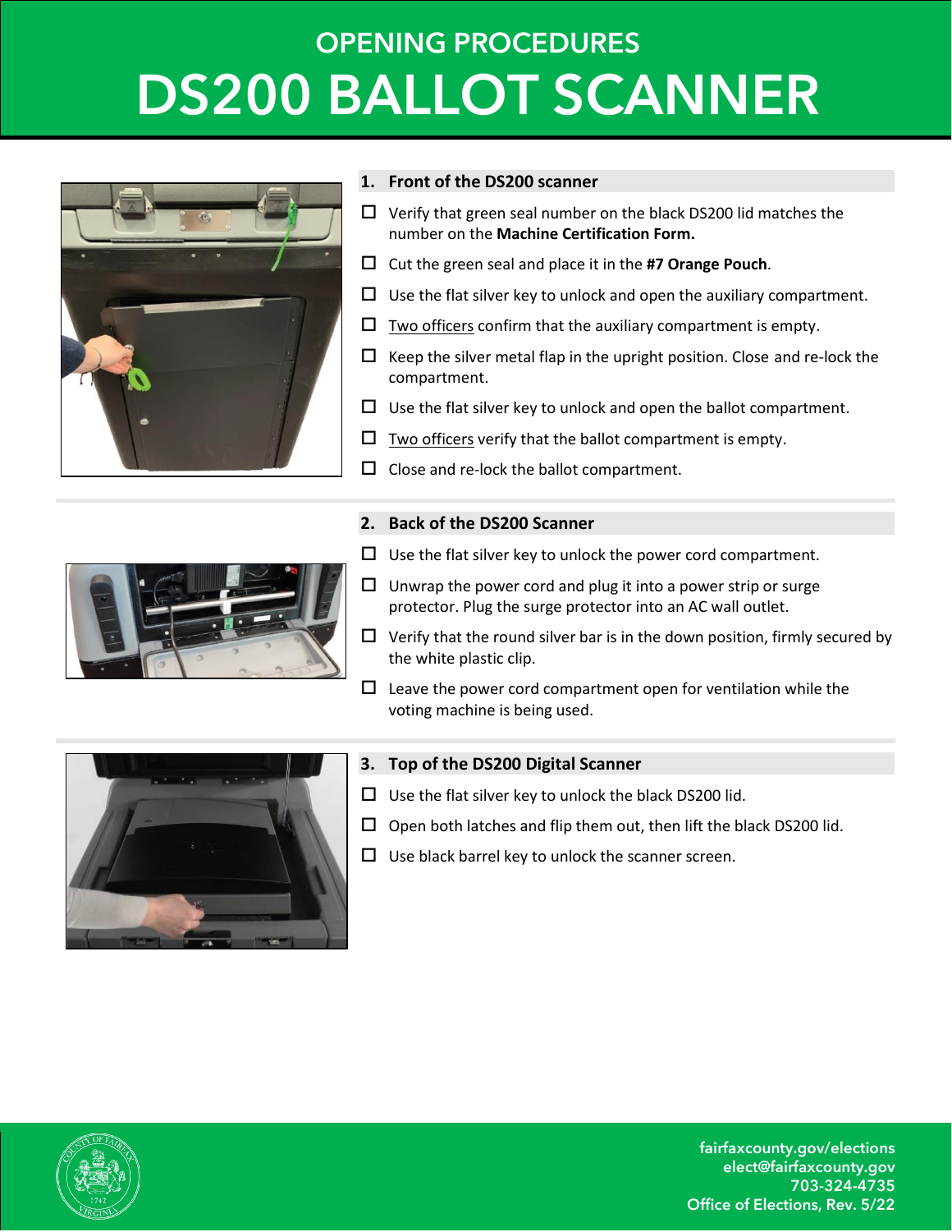# OPENING PROCEDURES
# DS200 BALLOT SCANNER

## 1. Front of the DS200 scanner

- ☐ Verify that green seal number on the black DS200 lid matches the number on the **Machine Certification Form.**
- ☐ Cut the green seal and place it in the **#7 Orange Pouch**.
- ☐ Use the flat silver key to unlock and open the auxiliary compartment.
- ☐ Two officers confirm that the auxiliary compartment is empty.
- ☐ Keep the silver metal flap in the upright position. Close and re-lock the compartment.
- ☐ Use the flat silver key to unlock and open the ballot compartment.
- ☐ Two officers verify that the ballot compartment is empty.
- ☐ Close and re-lock the ballot compartment.

## 2. Back of the DS200 Scanner

- ☐ Use the flat silver key to unlock the power cord compartment.
- ☐ Unwrap the power cord and plug it into a power strip or surge protector. Plug the surge protector into an AC wall outlet.
- ☐ Verify that the round silver bar is in the down position, firmly secured by the white plastic clip.
- ☐ Leave the power cord compartment open for ventilation while the voting machine is being used.

## 3. Top of the DS200 Digital Scanner

- ☐ Use the flat silver key to unlock the black DS200 lid.
- ☐ Open both latches and flip them out, then lift the black DS200 lid.
- ☐ Use black barrel key to unlock the scanner screen.

fairfaxcounty.gov/elections
elect@fairfaxcounty.gov
703-324-4735
Office of Elections, Rev. 5/22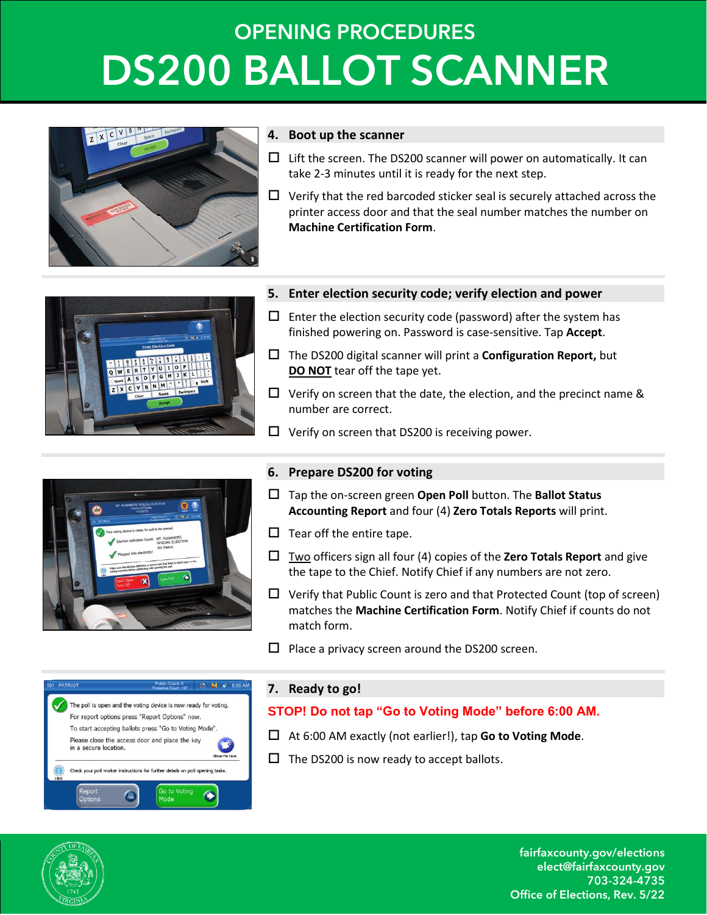# OPENING PROCEDURES
# DS200 BALLOT SCANNER

### 4. Boot up the scanner

- ☐ Lift the screen. The DS200 scanner will power on automatically. It can take 2-3 minutes until it is ready for the next step.
- ☐ Verify that the red barcoded sticker seal is securely attached across the printer access door and that the seal number matches the number on **Machine Certification Form**.

### 5. Enter election security code; verify election and power

- ☐ Enter the election security code (password) after the system has finished powering on. Password is case-sensitive. Tap **Accept**.
- ☐ The DS200 digital scanner will print a **Configuration Report,** but **DO NOT** tear off the tape yet.
- ☐ Verify on screen that the date, the election, and the precinct name & number are correct.
- ☐ Verify on screen that DS200 is receiving power.

### 6. Prepare DS200 for voting

- ☐ Tap the on-screen green **Open Poll** button. The **Ballot Status Accounting Report** and four (4) **Zero Totals Reports** will print.
- ☐ Tear off the entire tape.
- ☐ Two officers sign all four (4) copies of the **Zero Totals Report** and give the tape to the Chief. Notify Chief if any numbers are not zero.
- ☐ Verify that Public Count is zero and that Protected Count (top of screen) matches the **Machine Certification Form**. Notify Chief if counts do not match form.
- ☐ Place a privacy screen around the DS200 screen.

### 7. Ready to go!

**STOP! Do not tap "Go to Voting Mode" before 6:00 AM.**

- ☐ At 6:00 AM exactly (not earlier!), tap **Go to Voting Mode**.
- ☐ The DS200 is now ready to accept ballots.

fairfaxcounty.gov/elections
elect@fairfaxcounty.gov
703-324-4735
Office of Elections, Rev. 5/22